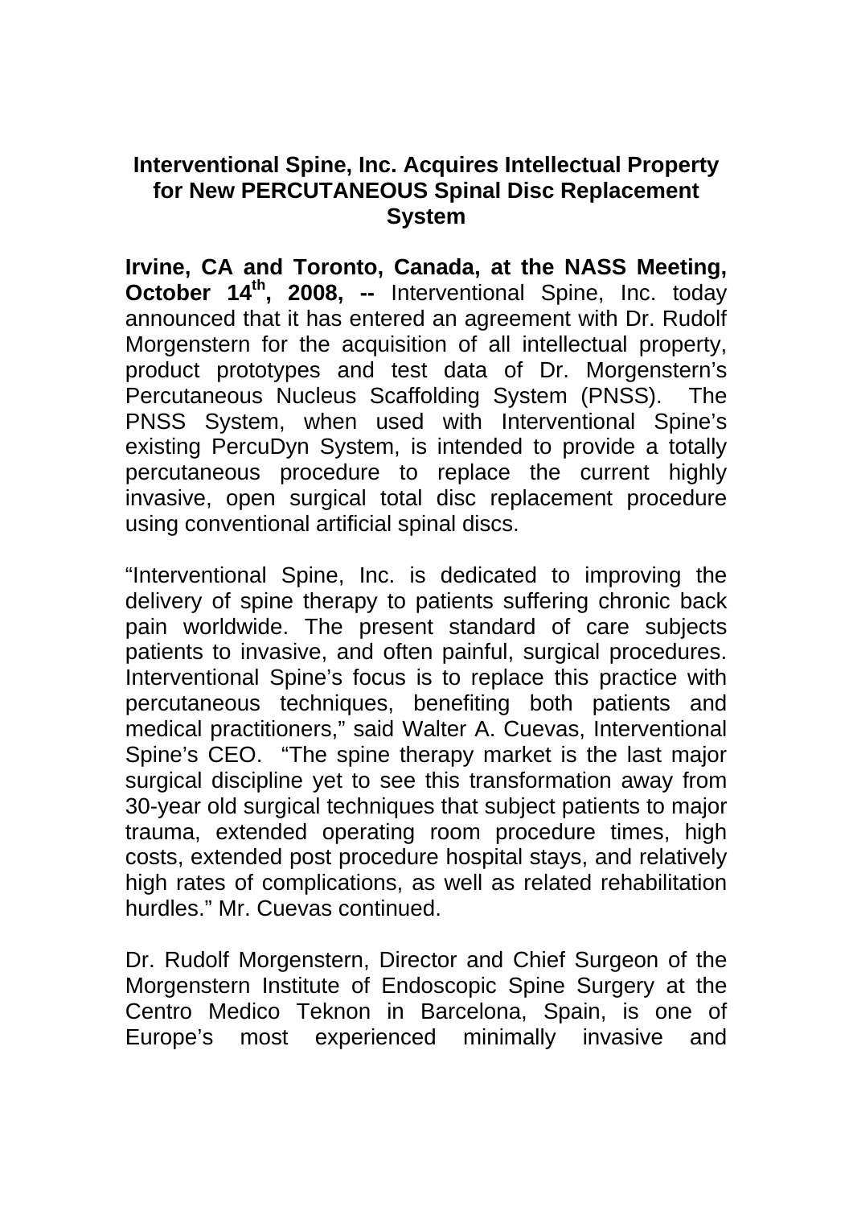# Interventional Spine, Inc. Acquires Intellectual Property for New PERCUTANEOUS Spinal Disc Replacement System

**Irvine, CA and Toronto, Canada, at the NASS Meeting, October 14th, 2008, --** Interventional Spine, Inc. today announced that it has entered an agreement with Dr. Rudolf Morgenstern for the acquisition of all intellectual property, product prototypes and test data of Dr. Morgenstern's Percutaneous Nucleus Scaffolding System (PNSS). The PNSS System, when used with Interventional Spine's existing PercuDyn System, is intended to provide a totally percutaneous procedure to replace the current highly invasive, open surgical total disc replacement procedure using conventional artificial spinal discs.

"Interventional Spine, Inc. is dedicated to improving the delivery of spine therapy to patients suffering chronic back pain worldwide. The present standard of care subjects patients to invasive, and often painful, surgical procedures. Interventional Spine's focus is to replace this practice with percutaneous techniques, benefiting both patients and medical practitioners," said Walter A. Cuevas, Interventional Spine's CEO. "The spine therapy market is the last major surgical discipline yet to see this transformation away from 30-year old surgical techniques that subject patients to major trauma, extended operating room procedure times, high costs, extended post procedure hospital stays, and relatively high rates of complications, as well as related rehabilitation hurdles." Mr. Cuevas continued.

Dr. Rudolf Morgenstern, Director and Chief Surgeon of the Morgenstern Institute of Endoscopic Spine Surgery at the Centro Medico Teknon in Barcelona, Spain, is one of Europe's most experienced minimally invasive and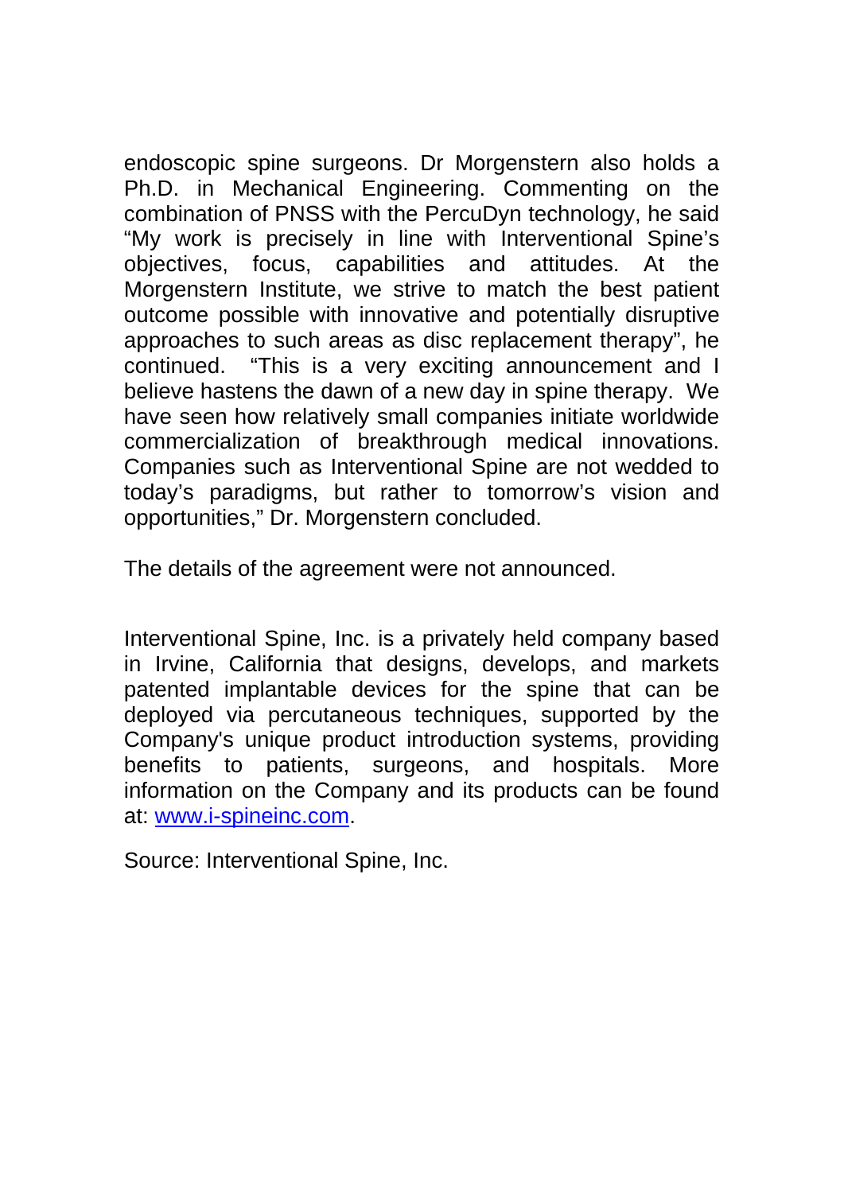endoscopic spine surgeons. Dr Morgenstern also holds a Ph.D. in Mechanical Engineering. Commenting on the combination of PNSS with the PercuDyn technology, he said "My work is precisely in line with Interventional Spine's objectives, focus, capabilities and attitudes. At the Morgenstern Institute, we strive to match the best patient outcome possible with innovative and potentially disruptive approaches to such areas as disc replacement therapy", he continued. "This is a very exciting announcement and I believe hastens the dawn of a new day in spine therapy. We have seen how relatively small companies initiate worldwide commercialization of breakthrough medical innovations. Companies such as Interventional Spine are not wedded to today's paradigms, but rather to tomorrow's vision and opportunities," Dr. Morgenstern concluded.

The details of the agreement were not announced.

Interventional Spine, Inc. is a privately held company based in Irvine, California that designs, develops, and markets patented implantable devices for the spine that can be deployed via percutaneous techniques, supported by the Company's unique product introduction systems, providing benefits to patients, surgeons, and hospitals. More information on the Company and its products can be found at: [www.i-spineinc.com](http://www.i-spineinc.com).

Source: Interventional Spine, Inc.